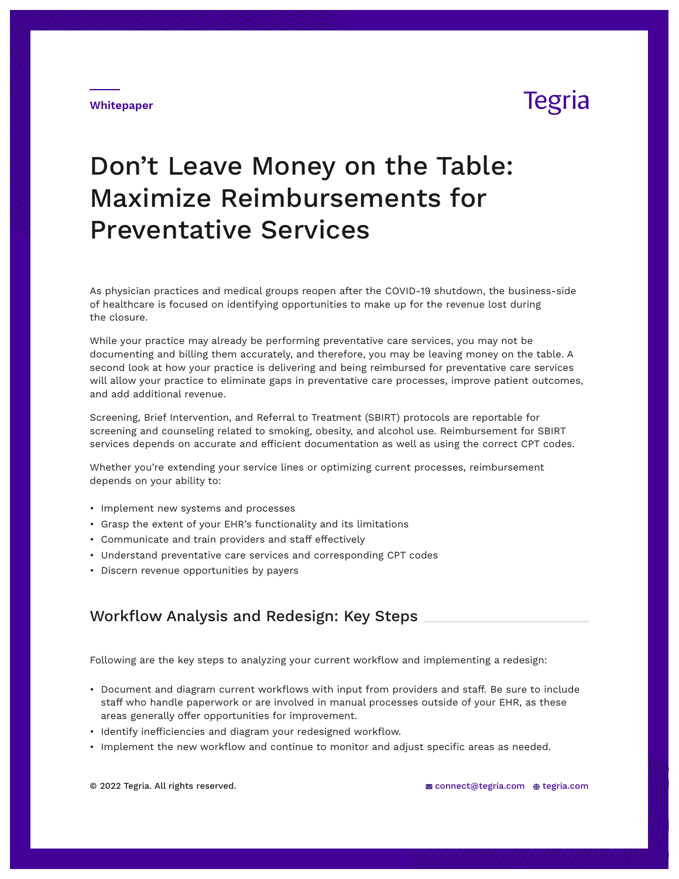Whitepaper

Tegria

# Don't Leave Money on the Table: Maximize Reimbursements for Preventative Services

As physician practices and medical groups reopen after the COVID-19 shutdown, the business-side of healthcare is focused on identifying opportunities to make up for the revenue lost during the closure.

While your practice may already be performing preventative care services, you may not be documenting and billing them accurately, and therefore, you may be leaving money on the table. A second look at how your practice is delivering and being reimbursed for preventative care services will allow your practice to eliminate gaps in preventative care processes, improve patient outcomes, and add additional revenue.

Screening, Brief Intervention, and Referral to Treatment (SBIRT) protocols are reportable for screening and counseling related to smoking, obesity, and alcohol use. Reimbursement for SBIRT services depends on accurate and efficient documentation as well as using the correct CPT codes.

Whether you're extending your service lines or optimizing current processes, reimbursement depends on your ability to:

- Implement new systems and processes
- Grasp the extent of your EHR's functionality and its limitations
- Communicate and train providers and staff effectively
- Understand preventative care services and corresponding CPT codes
- Discern revenue opportunities by payers

## Workflow Analysis and Redesign: Key Steps

Following are the key steps to analyzing your current workflow and implementing a redesign:

- Document and diagram current workflows with input from providers and staff. Be sure to include staff who handle paperwork or are involved in manual processes outside of your EHR, as these areas generally offer opportunities for improvement.
- Identify inefficiencies and diagram your redesigned workflow.
- Implement the new workflow and continue to monitor and adjust specific areas as needed.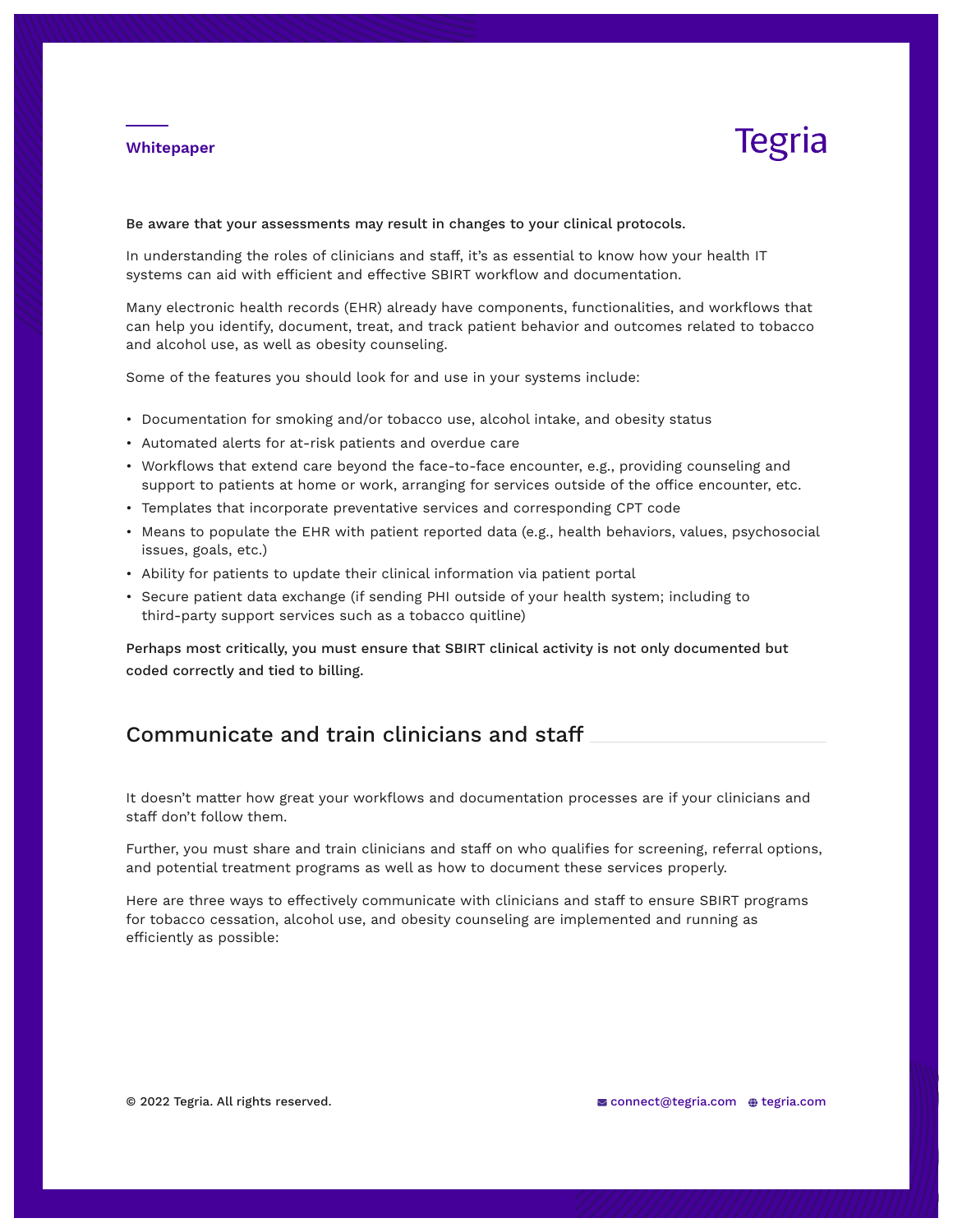**Be aware that your assessments may result in changes to your clinical protocols.**

In understanding the roles of clinicians and staff, it's as essential to know how your health IT systems can aid with efficient and effective SBIRT workflow and documentation.

Many electronic health records (EHR) already have components, functionalities, and workflows that can help you identify, document, treat, and track patient behavior and outcomes related to tobacco and alcohol use, as well as obesity counseling.

Some of the features you should look for and use in your systems include:

- Documentation for smoking and/or tobacco use, alcohol intake, and obesity status
- Automated alerts for at-risk patients and overdue care
- Workflows that extend care beyond the face-to-face encounter, e.g., providing counseling and support to patients at home or work, arranging for services outside of the office encounter, etc.
- Templates that incorporate preventative services and corresponding CPT code
- Means to populate the EHR with patient reported data (e.g., health behaviors, values, psychosocial issues, goals, etc.)
- Ability for patients to update their clinical information via patient portal
- Secure patient data exchange (if sending PHI outside of your health system; including to third-party support services such as a tobacco quitline)

**Perhaps most critically, you must ensure that SBIRT clinical activity is not only documented but coded correctly and tied to billing.**

## Communicate and train clinicians and staff

It doesn't matter how great your workflows and documentation processes are if your clinicians and staff don't follow them.

Further, you must share and train clinicians and staff on who qualifies for screening, referral options, and potential treatment programs as well as how to document these services properly.

Here are three ways to effectively communicate with clinicians and staff to ensure SBIRT programs for tobacco cessation, alcohol use, and obesity counseling are implemented and running as efficiently as possible: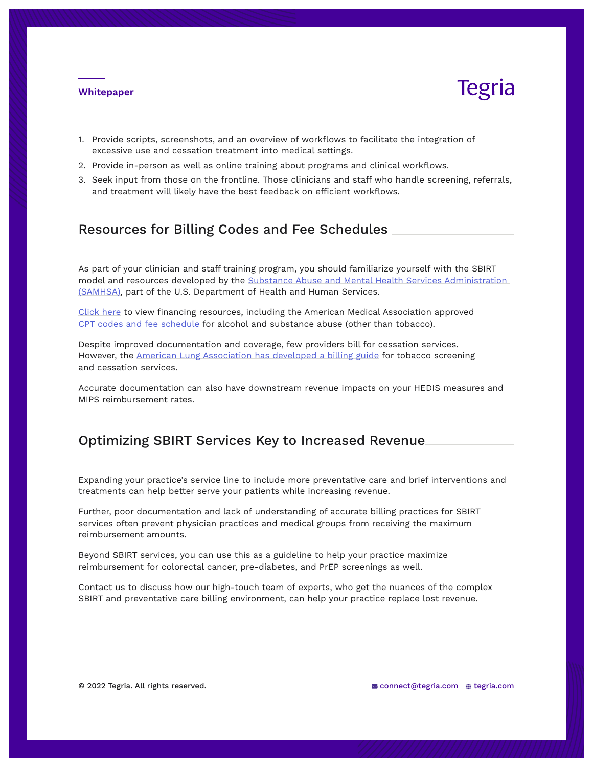1. Provide scripts, screenshots, and an overview of workflows to facilitate the integration of excessive use and cessation treatment into medical settings.
2. Provide in-person as well as online training about programs and clinical workflows.
3. Seek input from those on the frontline. Those clinicians and staff who handle screening, referrals, and treatment will likely have the best feedback on efficient workflows.

## Resources for Billing Codes and Fee Schedules

As part of your clinician and staff training program, you should familiarize yourself with the SBIRT model and resources developed by the Substance Abuse and Mental Health Services Administration (SAMHSA), part of the U.S. Department of Health and Human Services.

Click here to view financing resources, including the American Medical Association approved CPT codes and fee schedule for alcohol and substance abuse (other than tobacco).

Despite improved documentation and coverage, few providers bill for cessation services. However, the American Lung Association has developed a billing guide for tobacco screening and cessation services.

Accurate documentation can also have downstream revenue impacts on your HEDIS measures and MIPS reimbursement rates.

## Optimizing SBIRT Services Key to Increased Revenue

Expanding your practice's service line to include more preventative care and brief interventions and treatments can help better serve your patients while increasing revenue.

Further, poor documentation and lack of understanding of accurate billing practices for SBIRT services often prevent physician practices and medical groups from receiving the maximum reimbursement amounts.

Beyond SBIRT services, you can use this as a guideline to help your practice maximize reimbursement for colorectal cancer, pre-diabetes, and PrEP screenings as well.

Contact us to discuss how our high-touch team of experts, who get the nuances of the complex SBIRT and preventative care billing environment, can help your practice replace lost revenue.